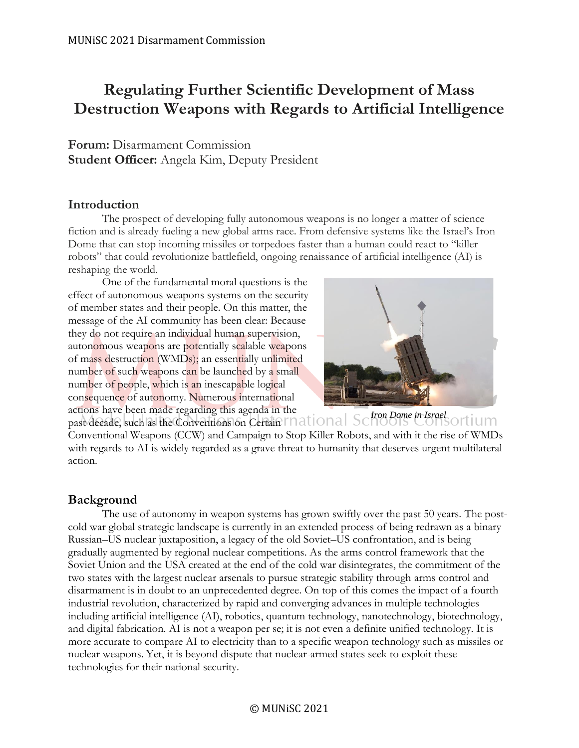# Regulating Further Scientific Development of Mass Destruction Weapons with Regards to Artificial Intelligence

**Forum:** Disarmament Commission
**Student Officer:** Angela Kim, Deputy President

## Introduction

The prospect of developing fully autonomous weapons is no longer a matter of science fiction and is already fueling a new global arms race. From defensive systems like the Israel's Iron Dome that can stop incoming missiles or torpedoes faster than a human could react to "killer robots" that could revolutionize battlefield, ongoing renaissance of artificial intelligence (AI) is reshaping the world.

One of the fundamental moral questions is the effect of autonomous weapons systems on the security of member states and their people. On this matter, the message of the AI community has been clear: Because they do not require an individual human supervision, autonomous weapons are potentially scalable weapons of mass destruction (WMDs); an essentially unlimited number of such weapons can be launched by a small number of people, which is an inescapable logical consequence of autonomy. Numerous international actions have been made regarding this agenda in the past decade, such as the Conventions on Certain Conventional Weapons (CCW) and Campaign to Stop Killer Robots, and with it the rise of WMDs with regards to AI is widely regarded as a grave threat to humanity that deserves urgent multilateral action.

*Iron Dome in Israel*

## Background

The use of autonomy in weapon systems has grown swiftly over the past 50 years. The post-cold war global strategic landscape is currently in an extended process of being redrawn as a binary Russian–US nuclear juxtaposition, a legacy of the old Soviet–US confrontation, and is being gradually augmented by regional nuclear competitions. As the arms control framework that the Soviet Union and the USA created at the end of the cold war disintegrates, the commitment of the two states with the largest nuclear arsenals to pursue strategic stability through arms control and disarmament is in doubt to an unprecedented degree. On top of this comes the impact of a fourth industrial revolution, characterized by rapid and converging advances in multiple technologies including artificial intelligence (AI), robotics, quantum technology, nanotechnology, biotechnology, and digital fabrication. AI is not a weapon per se; it is not even a definite unified technology. It is more accurate to compare AI to electricity than to a specific weapon technology such as missiles or nuclear weapons. Yet, it is beyond dispute that nuclear-armed states seek to exploit these technologies for their national security.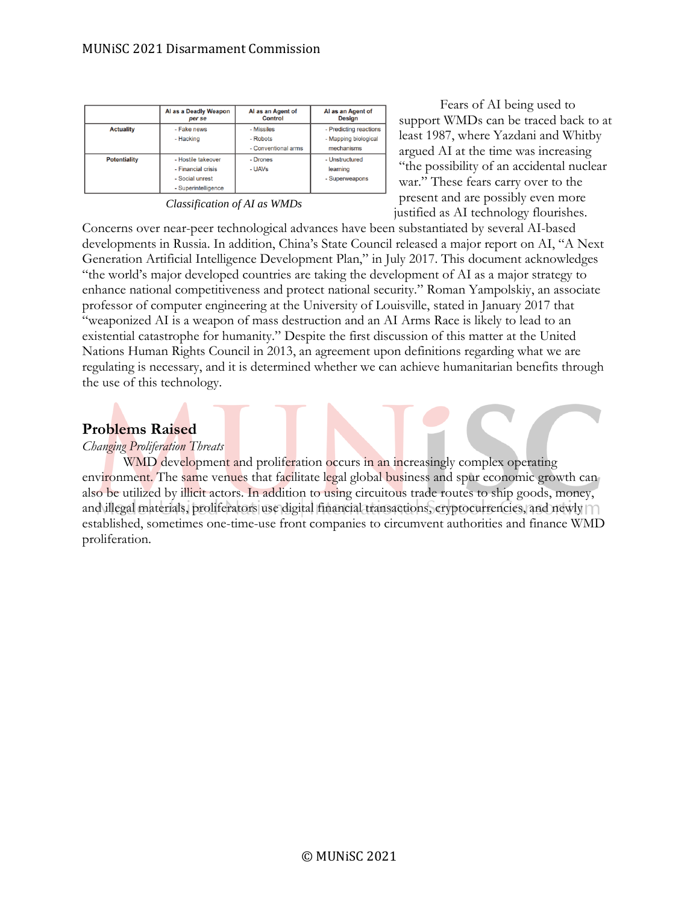| | AI as a Deadly Weapon *per se* | AI as an Agent of Control | AI as an Agent of Design |
|---|---|---|---|
| **Actuality** | - Fake news<br>- Hacking | - Missiles<br>- Robots<br>- Conventional arms | - Predicting reactions<br>- Mapping biological mechanisms |
| **Potentiality** | - Hostile takeover<br>- Financial crisis<br>- Social unrest<br>- Superintelligence | - Drones<br>- UAVs | - Unstructured learning<br>- Superweapons |

*Classification of AI as WMDs*

Fears of AI being used to support WMDs can be traced back to at least 1987, where Yazdani and Whitby argued AI at the time was increasing "the possibility of an accidental nuclear war." These fears carry over to the present and are possibly even more justified as AI technology flourishes. Concerns over near-peer technological advances have been substantiated by several AI-based developments in Russia. In addition, China's State Council released a major report on AI, "A Next Generation Artificial Intelligence Development Plan," in July 2017. This document acknowledges "the world's major developed countries are taking the development of AI as a major strategy to enhance national competitiveness and protect national security." Roman Yampolskiy, an associate professor of computer engineering at the University of Louisville, stated in January 2017 that "weaponized AI is a weapon of mass destruction and an AI Arms Race is likely to lead to an existential catastrophe for humanity." Despite the first discussion of this matter at the United Nations Human Rights Council in 2013, an agreement upon definitions regarding what we are regulating is necessary, and it is determined whether we can achieve humanitarian benefits through the use of this technology.

## Problems Raised

*Changing Proliferation Threats*

WMD development and proliferation occurs in an increasingly complex operating environment. The same venues that facilitate legal global business and spur economic growth can also be utilized by illicit actors. In addition to using circuitous trade routes to ship goods, money, and illegal materials, proliferators use digital financial transactions, cryptocurrencies, and newly established, sometimes one-time-use front companies to circumvent authorities and finance WMD proliferation.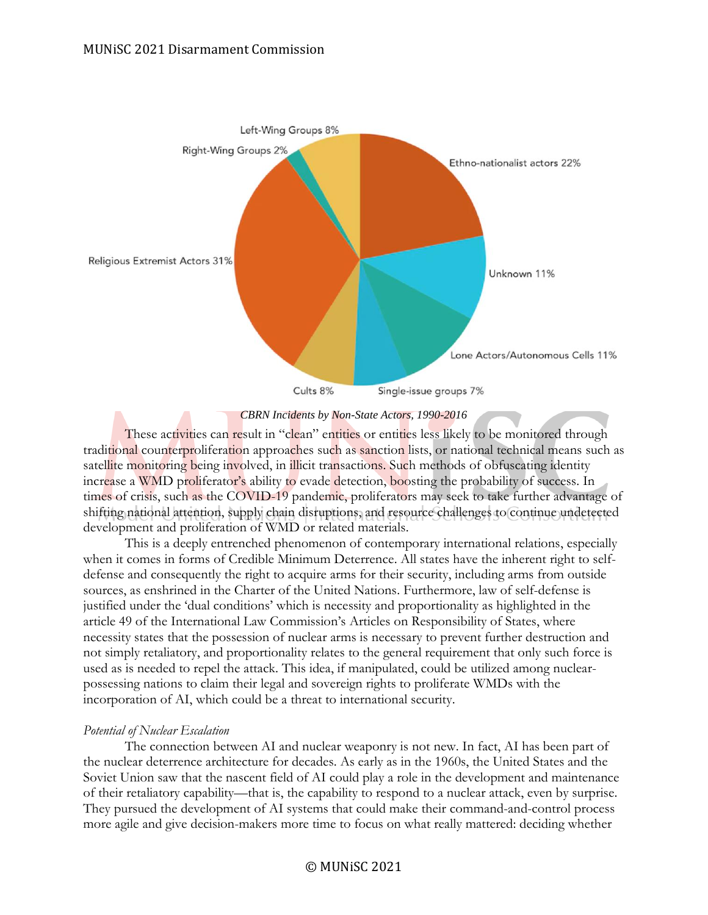CBRN Incidents by Non-State Actors, 1990-2016

| Category | Percentage |
|---|---|
| Ethno-nationalist actors | 22% |
| Unknown | 11% |
| Lone Actors/Autonomous Cells | 11% |
| Single-issue groups | 7% |
| Cults | 8% |
| Religious Extremist Actors | 31% |
| Right-Wing Groups | 2% |
| Left-Wing Groups | 8% |

*CBRN Incidents by Non-State Actors, 1990-2016*

These activities can result in "clean" entities or entities less likely to be monitored through traditional counterproliferation approaches such as sanction lists, or national technical means such as satellite monitoring being involved, in illicit transactions. Such methods of obfuscating identity increase a WMD proliferator's ability to evade detection, boosting the probability of success. In times of crisis, such as the COVID-19 pandemic, proliferators may seek to take further advantage of shifting national attention, supply chain disruptions, and resource challenges to continue undetected development and proliferation of WMD or related materials.

This is a deeply entrenched phenomenon of contemporary international relations, especially when it comes in forms of Credible Minimum Deterrence. All states have the inherent right to self-defense and consequently the right to acquire arms for their security, including arms from outside sources, as enshrined in the Charter of the United Nations. Furthermore, law of self-defense is justified under the 'dual conditions' which is necessity and proportionality as highlighted in the article 49 of the International Law Commission's Articles on Responsibility of States, where necessity states that the possession of nuclear arms is necessary to prevent further destruction and not simply retaliatory, and proportionality relates to the general requirement that only such force is used as is needed to repel the attack. This idea, if manipulated, could be utilized among nuclear-possessing nations to claim their legal and sovereign rights to proliferate WMDs with the incorporation of AI, which could be a threat to international security.

*Potential of Nuclear Escalation*

The connection between AI and nuclear weaponry is not new. In fact, AI has been part of the nuclear deterrence architecture for decades. As early as in the 1960s, the United States and the Soviet Union saw that the nascent field of AI could play a role in the development and maintenance of their retaliatory capability—that is, the capability to respond to a nuclear attack, even by surprise. They pursued the development of AI systems that could make their command-and-control process more agile and give decision-makers more time to focus on what really mattered: deciding whether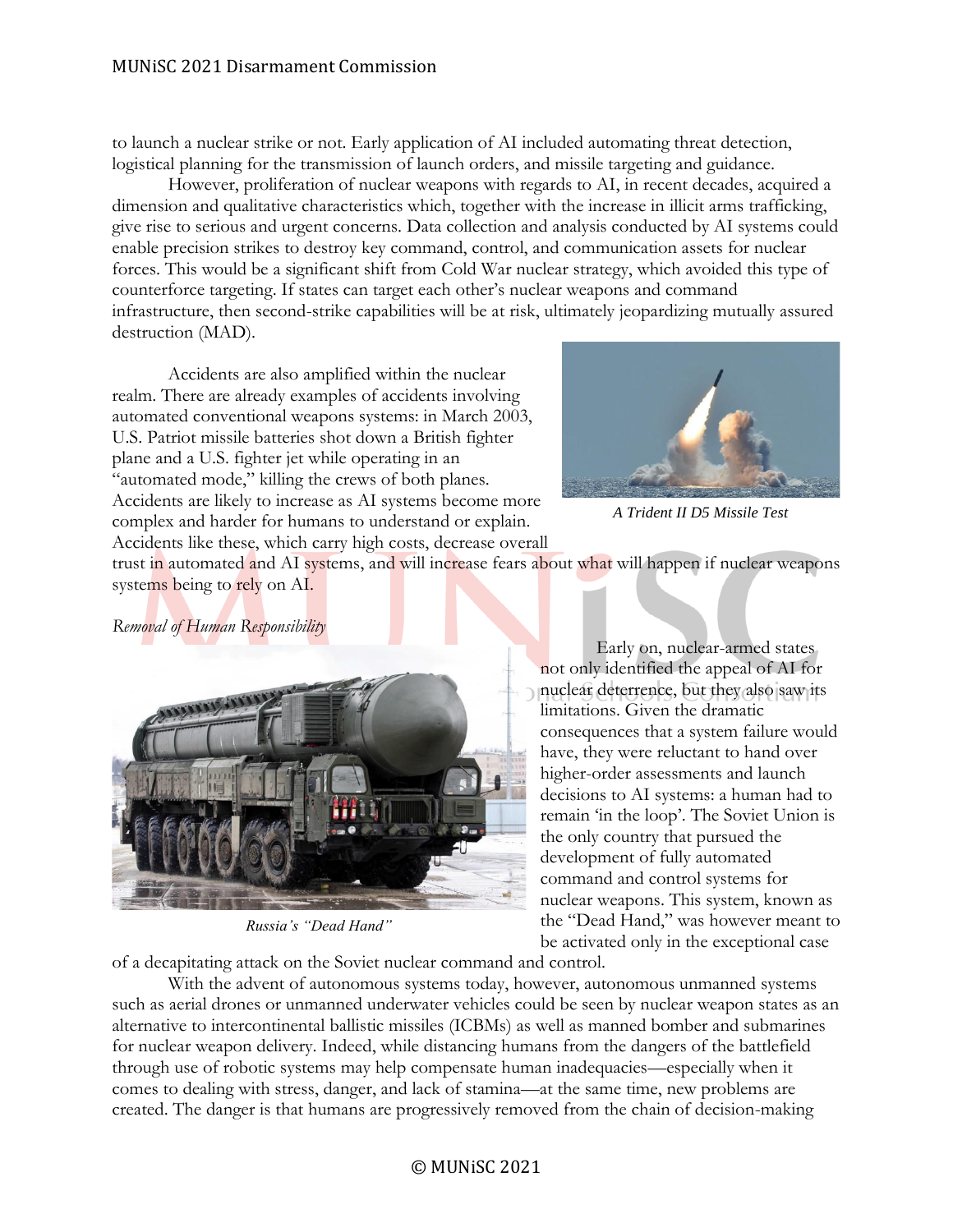to launch a nuclear strike or not. Early application of AI included automating threat detection, logistical planning for the transmission of launch orders, and missile targeting and guidance.

However, proliferation of nuclear weapons with regards to AI, in recent decades, acquired a dimension and qualitative characteristics which, together with the increase in illicit arms trafficking, give rise to serious and urgent concerns. Data collection and analysis conducted by AI systems could enable precision strikes to destroy key command, control, and communication assets for nuclear forces. This would be a significant shift from Cold War nuclear strategy, which avoided this type of counterforce targeting. If states can target each other's nuclear weapons and command infrastructure, then second-strike capabilities will be at risk, ultimately jeopardizing mutually assured destruction (MAD).

Accidents are also amplified within the nuclear realm. There are already examples of accidents involving automated conventional weapons systems: in March 2003, U.S. Patriot missile batteries shot down a British fighter plane and a U.S. fighter jet while operating in an "automated mode," killing the crews of both planes. Accidents are likely to increase as AI systems become more complex and harder for humans to understand or explain. Accidents like these, which carry high costs, decrease overall trust in automated and AI systems, and will increase fears about what will happen if nuclear weapons systems being to rely on AI.

*A Trident II D5 Missile Test*

*Removal of Human Responsibility*

Early on, nuclear-armed states not only identified the appeal of AI for nuclear deterrence, but they also saw its limitations. Given the dramatic consequences that a system failure would have, they were reluctant to hand over higher-order assessments and launch decisions to AI systems: a human had to remain 'in the loop'. The Soviet Union is the only country that pursued the development of fully automated command and control systems for nuclear weapons. This system, known as the "Dead Hand," was however meant to be activated only in the exceptional case of a decapitating attack on the Soviet nuclear command and control.

*Russia's "Dead Hand"*

With the advent of autonomous systems today, however, autonomous unmanned systems such as aerial drones or unmanned underwater vehicles could be seen by nuclear weapon states as an alternative to intercontinental ballistic missiles (ICBMs) as well as manned bomber and submarines for nuclear weapon delivery. Indeed, while distancing humans from the dangers of the battlefield through use of robotic systems may help compensate human inadequacies—especially when it comes to dealing with stress, danger, and lack of stamina—at the same time, new problems are created. The danger is that humans are progressively removed from the chain of decision-making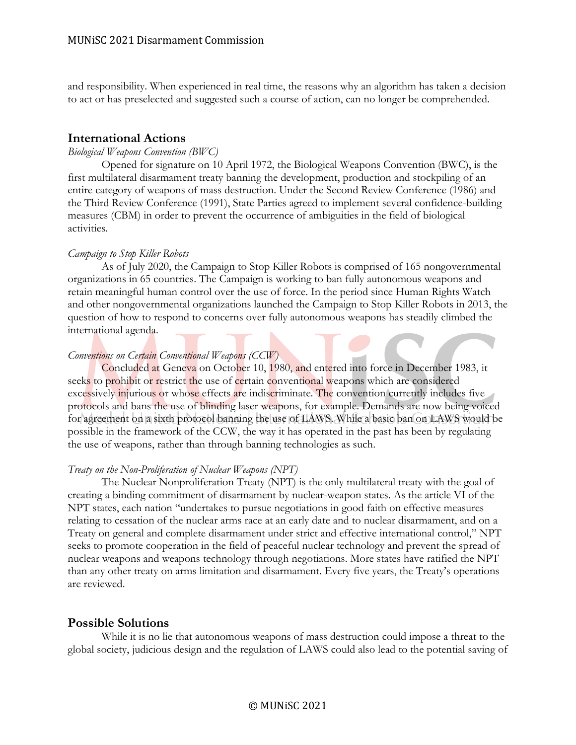and responsibility. When experienced in real time, the reasons why an algorithm has taken a decision to act or has preselected and suggested such a course of action, can no longer be comprehended.

## International Actions

*Biological Weapons Convention (BWC)*

Opened for signature on 10 April 1972, the Biological Weapons Convention (BWC), is the first multilateral disarmament treaty banning the development, production and stockpiling of an entire category of weapons of mass destruction. Under the Second Review Conference (1986) and the Third Review Conference (1991), State Parties agreed to implement several confidence-building measures (CBM) in order to prevent the occurrence of ambiguities in the field of biological activities.

*Campaign to Stop Killer Robots*

As of July 2020, the Campaign to Stop Killer Robots is comprised of 165 nongovernmental organizations in 65 countries. The Campaign is working to ban fully autonomous weapons and retain meaningful human control over the use of force. In the period since Human Rights Watch and other nongovernmental organizations launched the Campaign to Stop Killer Robots in 2013, the question of how to respond to concerns over fully autonomous weapons has steadily climbed the international agenda.

*Conventions on Certain Conventional Weapons (CCW)*

Concluded at Geneva on October 10, 1980, and entered into force in December 1983, it seeks to prohibit or restrict the use of certain conventional weapons which are considered excessively injurious or whose effects are indiscriminate. The convention currently includes five protocols and bans the use of blinding laser weapons, for example. Demands are now being voiced for agreement on a sixth protocol banning the use of LAWS. While a basic ban on LAWS would be possible in the framework of the CCW, the way it has operated in the past has been by regulating the use of weapons, rather than through banning technologies as such.

*Treaty on the Non-Proliferation of Nuclear Weapons (NPT)*

The Nuclear Nonproliferation Treaty (NPT) is the only multilateral treaty with the goal of creating a binding commitment of disarmament by nuclear-weapon states. As the article VI of the NPT states, each nation "undertakes to pursue negotiations in good faith on effective measures relating to cessation of the nuclear arms race at an early date and to nuclear disarmament, and on a Treaty on general and complete disarmament under strict and effective international control," NPT seeks to promote cooperation in the field of peaceful nuclear technology and prevent the spread of nuclear weapons and weapons technology through negotiations. More states have ratified the NPT than any other treaty on arms limitation and disarmament. Every five years, the Treaty's operations are reviewed.

## Possible Solutions

While it is no lie that autonomous weapons of mass destruction could impose a threat to the global society, judicious design and the regulation of LAWS could also lead to the potential saving of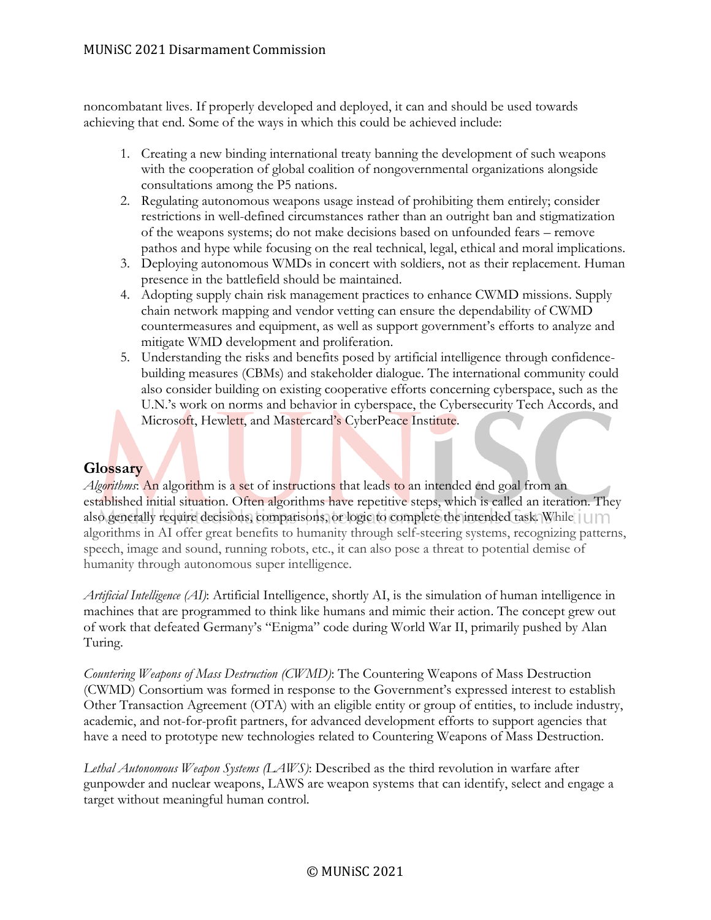noncombatant lives. If properly developed and deployed, it can and should be used towards achieving that end. Some of the ways in which this could be achieved include:

1. Creating a new binding international treaty banning the development of such weapons with the cooperation of global coalition of nongovernmental organizations alongside consultations among the P5 nations.
2. Regulating autonomous weapons usage instead of prohibiting them entirely; consider restrictions in well-defined circumstances rather than an outright ban and stigmatization of the weapons systems; do not make decisions based on unfounded fears – remove pathos and hype while focusing on the real technical, legal, ethical and moral implications.
3. Deploying autonomous WMDs in concert with soldiers, not as their replacement. Human presence in the battlefield should be maintained.
4. Adopting supply chain risk management practices to enhance CWMD missions. Supply chain network mapping and vendor vetting can ensure the dependability of CWMD countermeasures and equipment, as well as support government's efforts to analyze and mitigate WMD development and proliferation.
5. Understanding the risks and benefits posed by artificial intelligence through confidence-building measures (CBMs) and stakeholder dialogue. The international community could also consider building on existing cooperative efforts concerning cyberspace, such as the U.N.'s work on norms and behavior in cyberspace, the Cybersecurity Tech Accords, and Microsoft, Hewlett, and Mastercard's CyberPeace Institute.

## Glossary

*Algorithms*: An algorithm is a set of instructions that leads to an intended end goal from an established initial situation. Often algorithms have repetitive steps, which is called an iteration. They also generally require decisions, comparisons, or logic to complete the intended task. While algorithms in AI offer great benefits to humanity through self-steering systems, recognizing patterns, speech, image and sound, running robots, etc., it can also pose a threat to potential demise of humanity through autonomous super intelligence.

*Artificial Intelligence (AI)*: Artificial Intelligence, shortly AI, is the simulation of human intelligence in machines that are programmed to think like humans and mimic their action. The concept grew out of work that defeated Germany's "Enigma" code during World War II, primarily pushed by Alan Turing.

*Countering Weapons of Mass Destruction (CWMD)*: The Countering Weapons of Mass Destruction (CWMD) Consortium was formed in response to the Government's expressed interest to establish Other Transaction Agreement (OTA) with an eligible entity or group of entities, to include industry, academic, and not-for-profit partners, for advanced development efforts to support agencies that have a need to prototype new technologies related to Countering Weapons of Mass Destruction.

*Lethal Autonomous Weapon Systems (LAWS)*: Described as the third revolution in warfare after gunpowder and nuclear weapons, LAWS are weapon systems that can identify, select and engage a target without meaningful human control.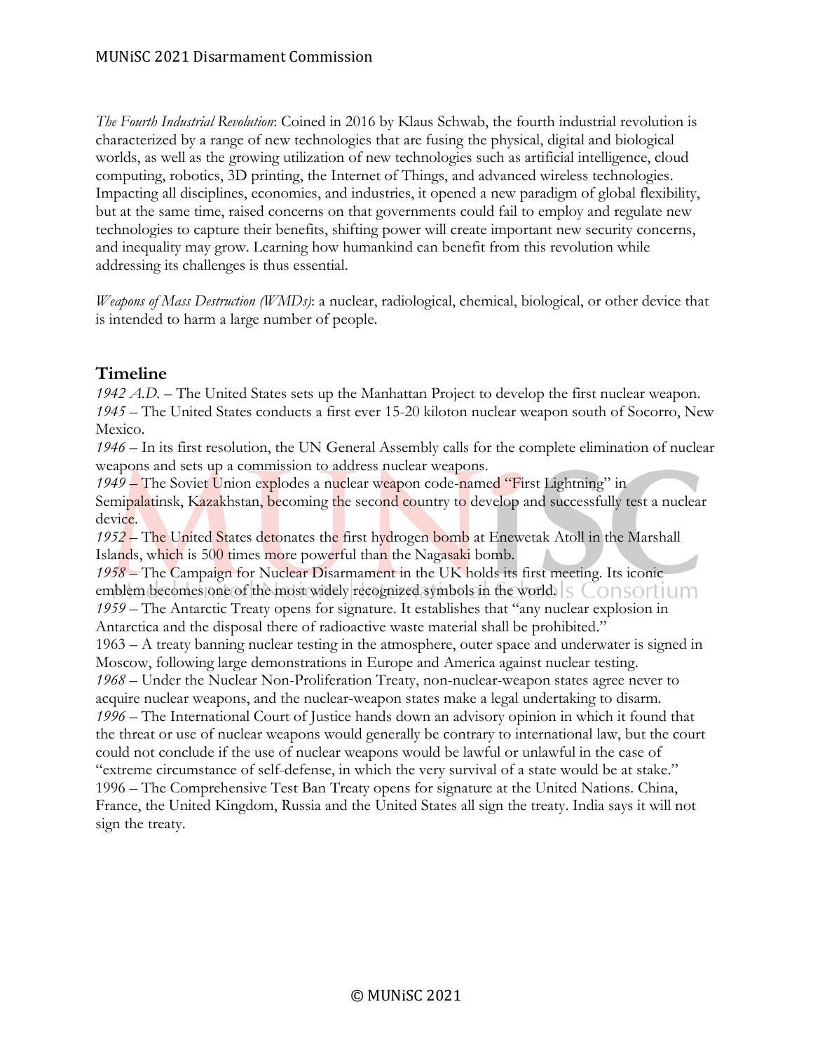*The Fourth Industrial Revolution*: Coined in 2016 by Klaus Schwab, the fourth industrial revolution is characterized by a range of new technologies that are fusing the physical, digital and biological worlds, as well as the growing utilization of new technologies such as artificial intelligence, cloud computing, robotics, 3D printing, the Internet of Things, and advanced wireless technologies. Impacting all disciplines, economies, and industries, it opened a new paradigm of global flexibility, but at the same time, raised concerns on that governments could fail to employ and regulate new technologies to capture their benefits, shifting power will create important new security concerns, and inequality may grow. Learning how humankind can benefit from this revolution while addressing its challenges is thus essential.

*Weapons of Mass Destruction (WMDs)*: a nuclear, radiological, chemical, biological, or other device that is intended to harm a large number of people.

## Timeline

*1942 A.D.* – The United States sets up the Manhattan Project to develop the first nuclear weapon.
*1945* – The United States conducts a first ever 15-20 kiloton nuclear weapon south of Socorro, New Mexico.
*1946* – In its first resolution, the UN General Assembly calls for the complete elimination of nuclear weapons and sets up a commission to address nuclear weapons.
*1949* – The Soviet Union explodes a nuclear weapon code-named "First Lightning" in Semipalatinsk, Kazakhstan, becoming the second country to develop and successfully test a nuclear device.
*1952* – The United States detonates the first hydrogen bomb at Enewetak Atoll in the Marshall Islands, which is 500 times more powerful than the Nagasaki bomb.
*1958* – The Campaign for Nuclear Disarmament in the UK holds its first meeting. Its iconic emblem becomes one of the most widely recognized symbols in the world.
*1959* – The Antarctic Treaty opens for signature. It establishes that "any nuclear explosion in Antarctica and the disposal there of radioactive waste material shall be prohibited."
1963 – A treaty banning nuclear testing in the atmosphere, outer space and underwater is signed in Moscow, following large demonstrations in Europe and America against nuclear testing.
*1968* – Under the Nuclear Non-Proliferation Treaty, non-nuclear-weapon states agree never to acquire nuclear weapons, and the nuclear-weapon states make a legal undertaking to disarm.
*1996* – The International Court of Justice hands down an advisory opinion in which it found that the threat or use of nuclear weapons would generally be contrary to international law, but the court could not conclude if the use of nuclear weapons would be lawful or unlawful in the case of "extreme circumstance of self-defense, in which the very survival of a state would be at stake."
1996 – The Comprehensive Test Ban Treaty opens for signature at the United Nations. China, France, the United Kingdom, Russia and the United States all sign the treaty. India says it will not sign the treaty.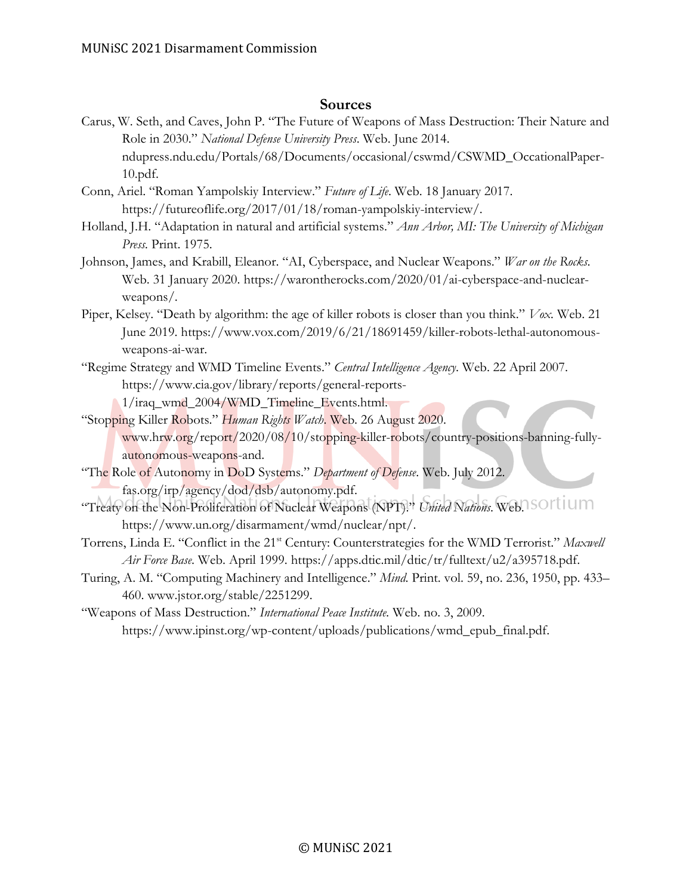## Sources

Carus, W. Seth, and Caves, John P. "The Future of Weapons of Mass Destruction: Their Nature and Role in 2030." *National Defense University Press*. Web. June 2014. ndupress.ndu.edu/Portals/68/Documents/occasional/cswmd/CSWMD_OccationalPaper-10.pdf.

Conn, Ariel. "Roman Yampolskiy Interview." *Future of Life*. Web. 18 January 2017. https://futureoflife.org/2017/01/18/roman-yampolskiy-interview/.

Holland, J.H. "Adaptation in natural and artificial systems." *Ann Arbor, MI: The University of Michigan Press*. Print. 1975.

Johnson, James, and Krabill, Eleanor. "AI, Cyberspace, and Nuclear Weapons." *War on the Rocks*. Web. 31 January 2020. https://warontherocks.com/2020/01/ai-cyberspace-and-nuclear-weapons/.

Piper, Kelsey. "Death by algorithm: the age of killer robots is closer than you think." *Vox*. Web. 21 June 2019. https://www.vox.com/2019/6/21/18691459/killer-robots-lethal-autonomous-weapons-ai-war.

"Regime Strategy and WMD Timeline Events." *Central Intelligence Agency*. Web. 22 April 2007. https://www.cia.gov/library/reports/general-reports-1/iraq_wmd_2004/WMD_Timeline_Events.html.

"Stopping Killer Robots." *Human Rights Watch*. Web. 26 August 2020. www.hrw.org/report/2020/08/10/stopping-killer-robots/country-positions-banning-fully-autonomous-weapons-and.

"The Role of Autonomy in DoD Systems." *Department of Defense*. Web. July 2012. fas.org/irp/agency/dod/dsb/autonomy.pdf.

"Treaty on the Non-Proliferation of Nuclear Weapons (NPT)." *United Nations*. Web. https://www.un.org/disarmament/wmd/nuclear/npt/.

Torrens, Linda E. "Conflict in the 21st Century: Counterstrategies for the WMD Terrorist." *Maxwell Air Force Base*. Web. April 1999. https://apps.dtic.mil/dtic/tr/fulltext/u2/a395718.pdf.

Turing, A. M. "Computing Machinery and Intelligence." *Mind*. Print. vol. 59, no. 236, 1950, pp. 433–460. www.jstor.org/stable/2251299.

"Weapons of Mass Destruction." *International Peace Institute*. Web. no. 3, 2009. https://www.ipinst.org/wp-content/uploads/publications/wmd_epub_final.pdf.